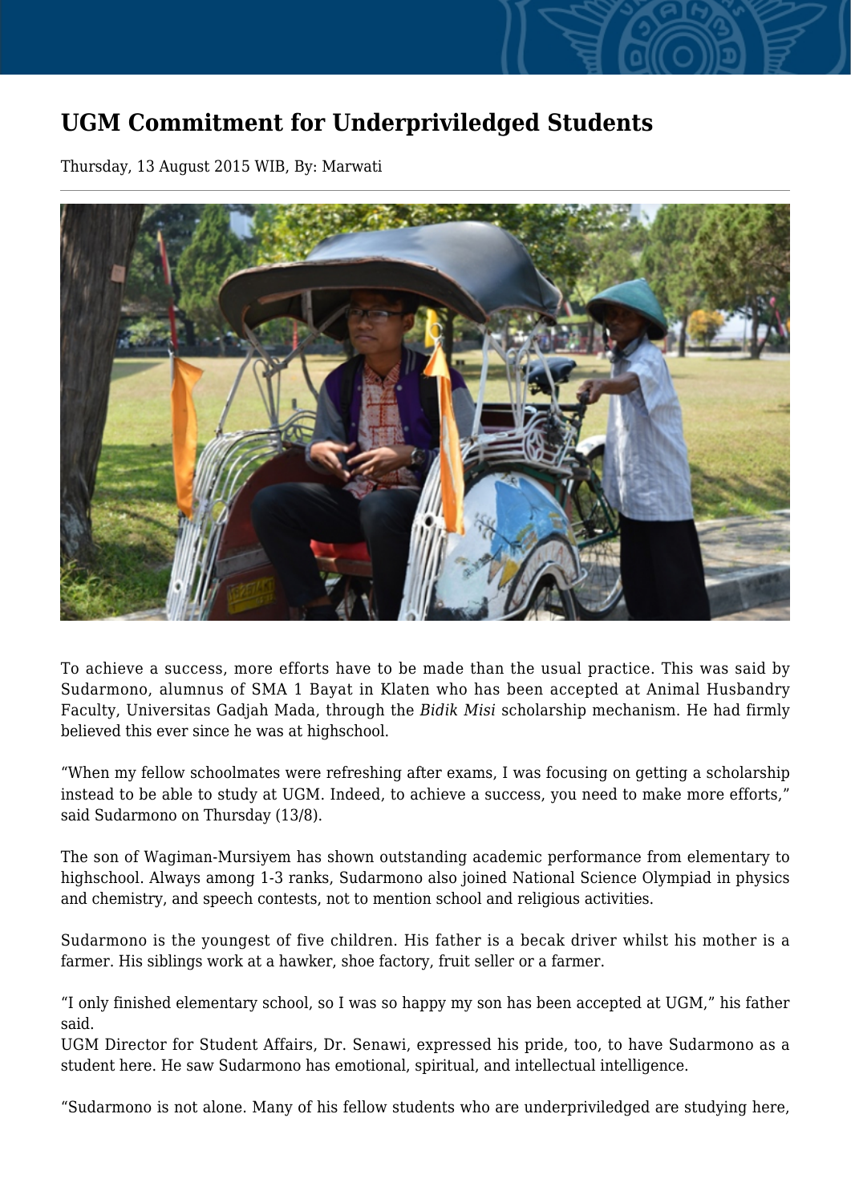# UGM Commitment for Underpriviledged Students

Thursday, 13 August 2015 WIB, By: Marwati

To achieve a success, more efforts have to be made than the usual practice. This was said by Sudarmono, alumnus of SMA 1 Bayat in Klaten who has been accepted at Animal Husbandry Faculty, Universitas Gadjah Mada, through the *Bidik Misi* scholarship mechanism. He had firmly believed this ever since he was at highschool.

"When my fellow schoolmates were refreshing after exams, I was focusing on getting a scholarship instead to be able to study at UGM. Indeed, to achieve a success, you need to make more efforts," said Sudarmono on Thursday (13/8).

The son of Wagiman-Mursiyem has shown outstanding academic performance from elementary to highschool. Always among 1-3 ranks, Sudarmono also joined National Science Olympiad in physics and chemistry, and speech contests, not to mention school and religious activities.

Sudarmono is the youngest of five children. His father is a becak driver whilst his mother is a farmer. His siblings work at a hawker, shoe factory, fruit seller or a farmer.

"I only finished elementary school, so I was so happy my son has been accepted at UGM," his father said.

UGM Director for Student Affairs, Dr. Senawi, expressed his pride, too, to have Sudarmono as a student here. He saw Sudarmono has emotional, spiritual, and intellectual intelligence.

"Sudarmono is not alone. Many of his fellow students who are underpriviledged are studying here,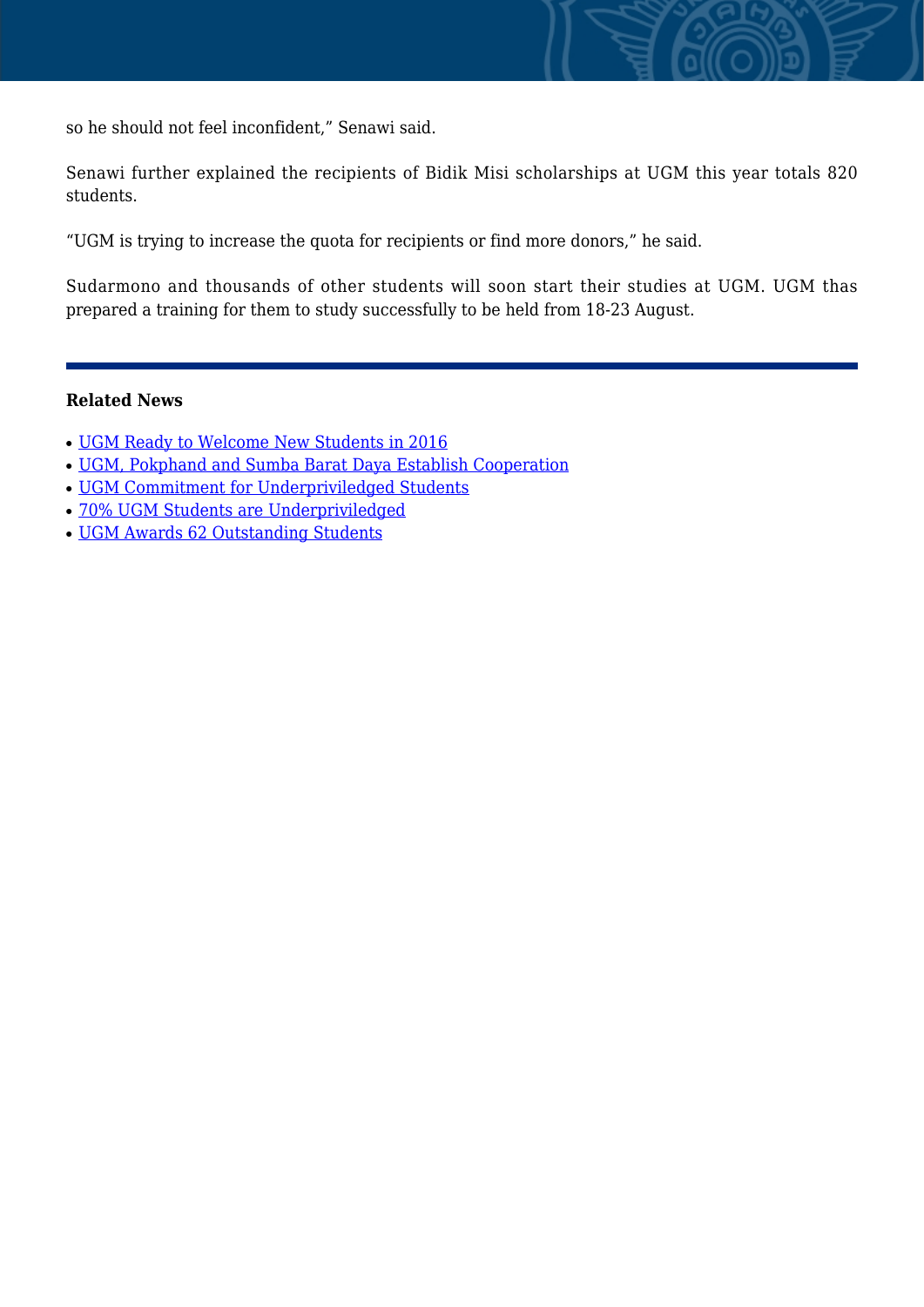so he should not feel inconfident," Senawi said.

Senawi further explained the recipients of Bidik Misi scholarships at UGM this year totals 820 students.

"UGM is trying to increase the quota for recipients or find more donors," he said.

Sudarmono and thousands of other students will soon start their studies at UGM. UGM thas prepared a training for them to study successfully to be held from 18-23 August.

---

**Related News**

- UGM Ready to Welcome New Students in 2016
- UGM, Pokphand and Sumba Barat Daya Establish Cooperation
- UGM Commitment for Underpriviledged Students
- 70% UGM Students are Underpriviledged
- UGM Awards 62 Outstanding Students